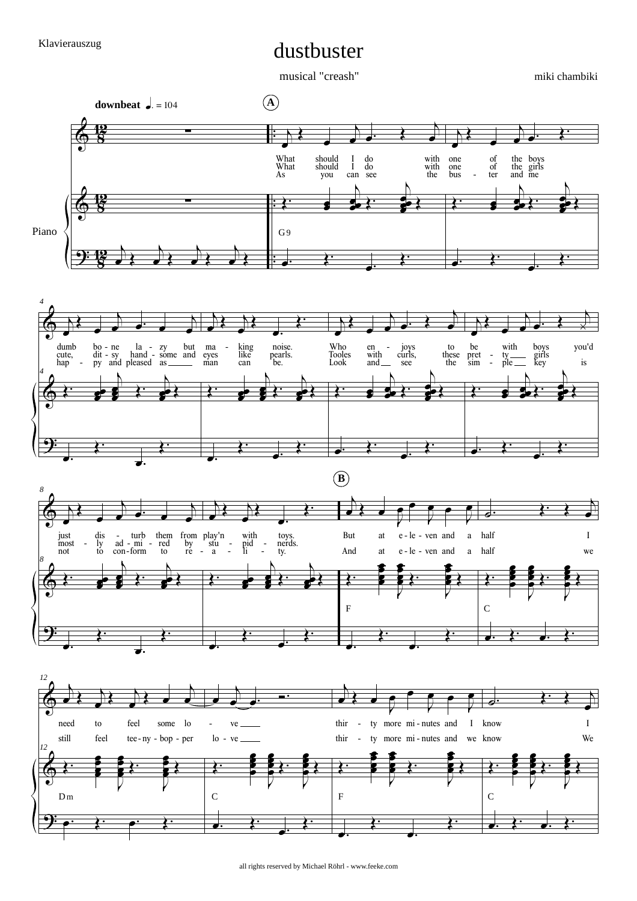Klavierauszug

# dustbuster

musical "creash"

miki chambiki

**downbeat** ♩. = 104

**A**

What should I do with one of the boys dumb bo - ne la - zy but ma - king noise. Who en - joys to be with boys you'd just dis - turb them from play'n with toys.

What should I do with one of the girls cute, dit - sy hand - some and eyes like pearls. Tooles with curls, these pret - ty girls most - ly ad - mi - red by stu - pid - nerds.

As you can see the bus - ter and me hap - py and pleased as man can be. Look and see the sim - ple key is not to con - form to re - a - li - ty.

**B**

But at e - le - ven and a half I need to feel some lo - ve thir - ty more mi - nutes and I know I

And at e - le - ven and a half we still feel tee - ny - bop - per lo - ve thir - ty more mi - nutes and we know We

Piano

G9 — F — C — Dm — C — F — C

all rights reserved by Michael Röhrl - www.feeke.com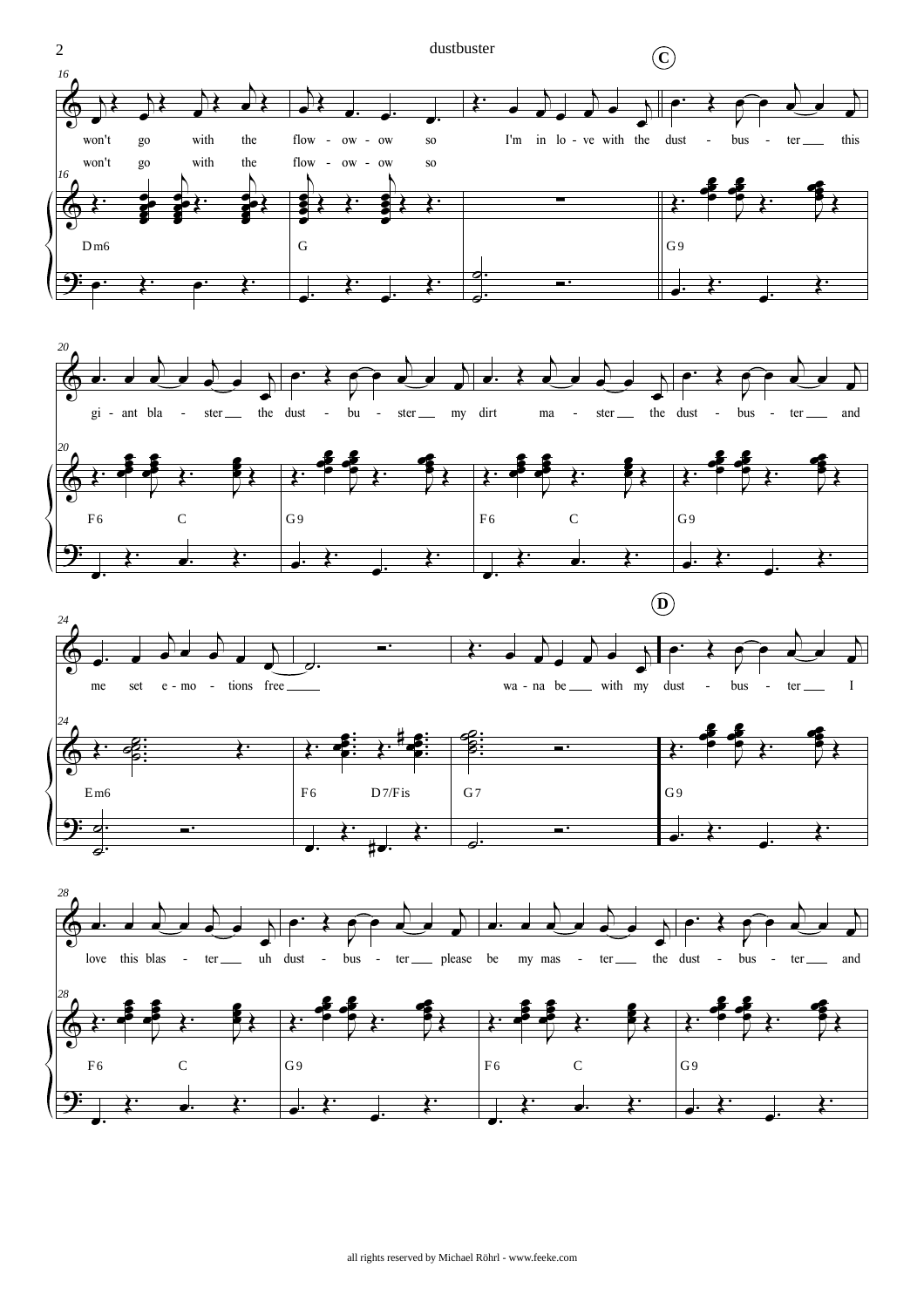C

16

won't go with the flow - ow - ow so I'm in lo - ve with the dust - bus - ter this

won't go with the flow - ow - ow so

Dm6 G G9

20

gi - ant bla - ster the dust - bu - ster my dirt ma - ster the dust - bus - ter and

F6 C G9 F6 C G9

D

24

me set e - mo - tions free wa - na be with my dust - bus - ter I

Em6 F6 D7/Fis G7 G9

28

love this blas - ter uh dust - bus - ter please be my mas - ter the dust - bus - ter and

F6 C G9 F6 C G9

all rights reserved by Michael Röhrl - www.feeke.com